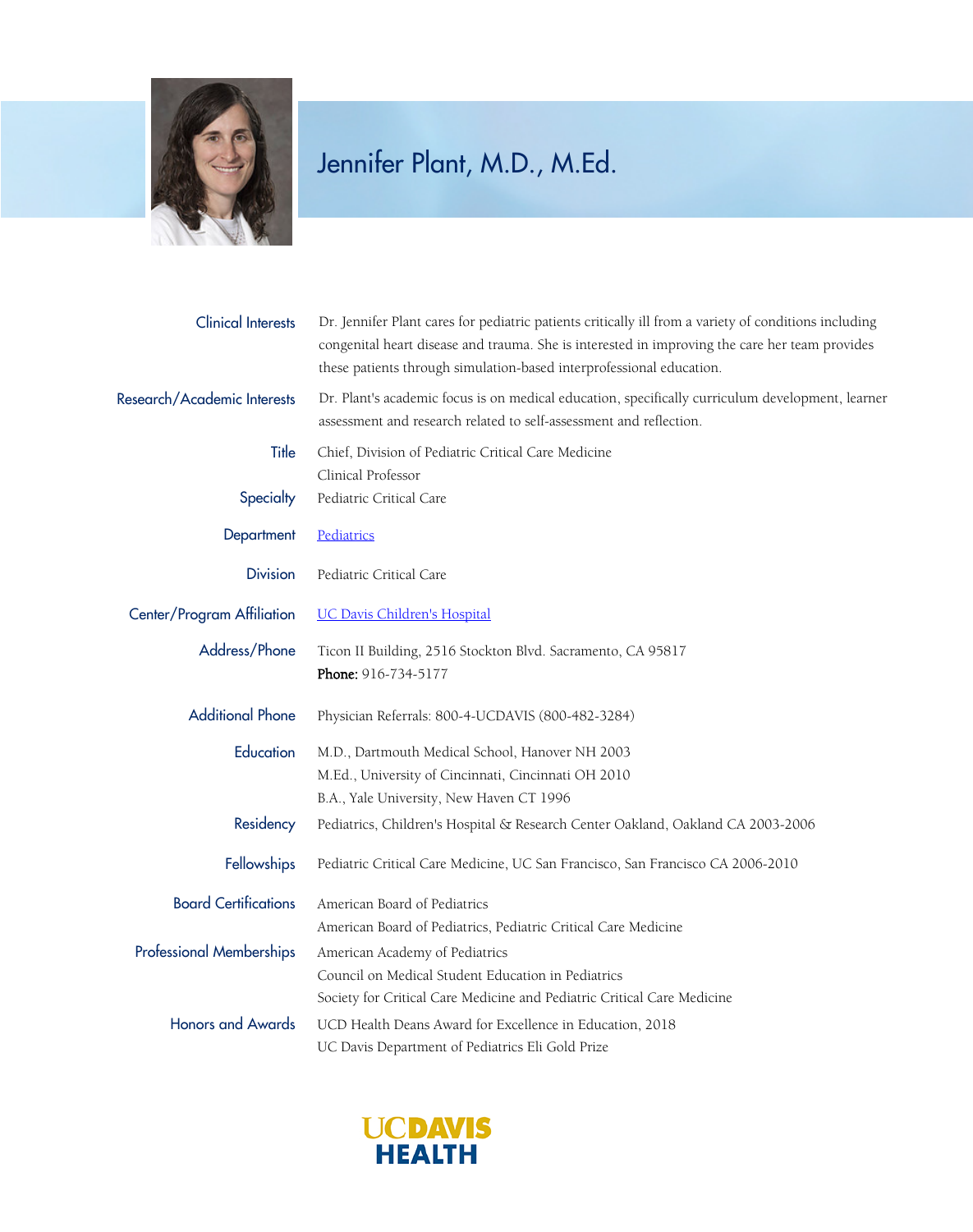# Jennifer Plant, M.D., M.Ed.

**Clinical Interests**
Dr. Jennifer Plant cares for pediatric patients critically ill from a variety of conditions including congenital heart disease and trauma. She is interested in improving the care her team provides these patients through simulation-based interprofessional education.

**Research/Academic Interests**
Dr. Plant's academic focus is on medical education, specifically curriculum development, learner assessment and research related to self-assessment and reflection.

**Title**
Chief, Division of Pediatric Critical Care Medicine
Clinical Professor

**Specialty**
Pediatric Critical Care

**Department**
[Pediatrics]

**Division**
Pediatric Critical Care

**Center/Program Affiliation**
[UC Davis Children's Hospital]

**Address/Phone**
Ticon II Building, 2516 Stockton Blvd. Sacramento, CA 95817
**Phone:** 916-734-5177

**Additional Phone**
Physician Referrals: 800-4-UCDAVIS (800-482-3284)

**Education**
M.D., Dartmouth Medical School, Hanover NH 2003
M.Ed., University of Cincinnati, Cincinnati OH 2010
B.A., Yale University, New Haven CT 1996

**Residency**
Pediatrics, Children's Hospital & Research Center Oakland, Oakland CA 2003-2006

**Fellowships**
Pediatric Critical Care Medicine, UC San Francisco, San Francisco CA 2006-2010

**Board Certifications**
American Board of Pediatrics
American Board of Pediatrics, Pediatric Critical Care Medicine

**Professional Memberships**
American Academy of Pediatrics
Council on Medical Student Education in Pediatrics
Society for Critical Care Medicine and Pediatric Critical Care Medicine

**Honors and Awards**
UCD Health Deans Award for Excellence in Education, 2018
UC Davis Department of Pediatrics Eli Gold Prize

UC DAVIS HEALTH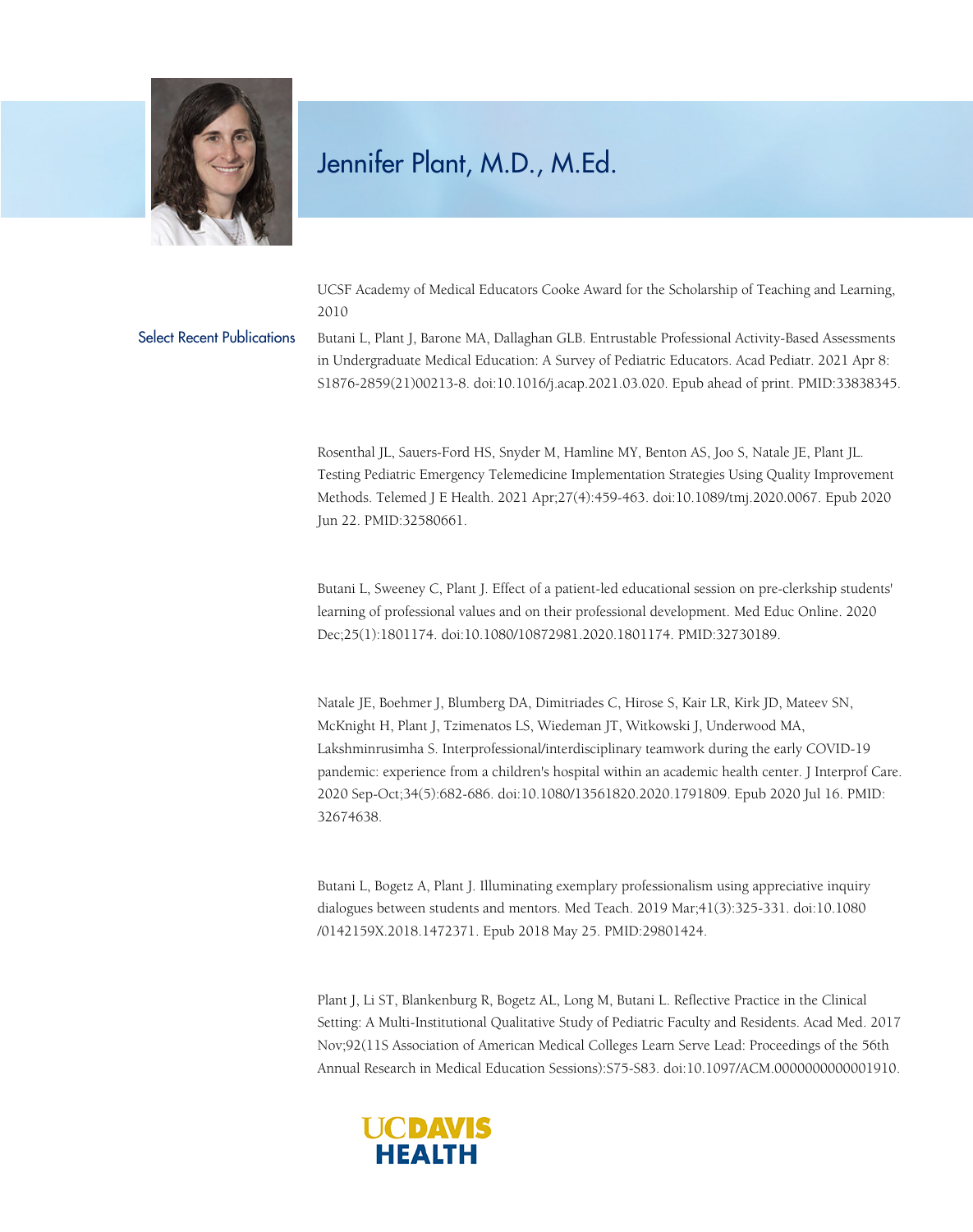# Jennifer Plant, M.D., M.Ed.

UCSF Academy of Medical Educators Cooke Award for the Scholarship of Teaching and Learning, 2010

## Select Recent Publications

Butani L, Plant J, Barone MA, Dallaghan GLB. Entrustable Professional Activity-Based Assessments in Undergraduate Medical Education: A Survey of Pediatric Educators. Acad Pediatr. 2021 Apr 8: S1876-2859(21)00213-8. doi:10.1016/j.acap.2021.03.020. Epub ahead of print. PMID:33838345.

Rosenthal JL, Sauers-Ford HS, Snyder M, Hamline MY, Benton AS, Joo S, Natale JE, Plant JL. Testing Pediatric Emergency Telemedicine Implementation Strategies Using Quality Improvement Methods. Telemed J E Health. 2021 Apr;27(4):459-463. doi:10.1089/tmj.2020.0067. Epub 2020 Jun 22. PMID:32580661.

Butani L, Sweeney C, Plant J. Effect of a patient-led educational session on pre-clerkship students' learning of professional values and on their professional development. Med Educ Online. 2020 Dec;25(1):1801174. doi:10.1080/10872981.2020.1801174. PMID:32730189.

Natale JE, Boehmer J, Blumberg DA, Dimitriades C, Hirose S, Kair LR, Kirk JD, Mateev SN, McKnight H, Plant J, Tzimenatos LS, Wiedeman JT, Witkowski J, Underwood MA, Lakshminrusimha S. Interprofessional/interdisciplinary teamwork during the early COVID-19 pandemic: experience from a children's hospital within an academic health center. J Interprof Care. 2020 Sep-Oct;34(5):682-686. doi:10.1080/13561820.2020.1791809. Epub 2020 Jul 16. PMID: 32674638.

Butani L, Bogetz A, Plant J. Illuminating exemplary professionalism using appreciative inquiry dialogues between students and mentors. Med Teach. 2019 Mar;41(3):325-331. doi:10.1080/0142159X.2018.1472371. Epub 2018 May 25. PMID:29801424.

Plant J, Li ST, Blankenburg R, Bogetz AL, Long M, Butani L. Reflective Practice in the Clinical Setting: A Multi-Institutional Qualitative Study of Pediatric Faculty and Residents. Acad Med. 2017 Nov;92(11S Association of American Medical Colleges Learn Serve Lead: Proceedings of the 56th Annual Research in Medical Education Sessions):S75-S83. doi:10.1097/ACM.0000000000001910.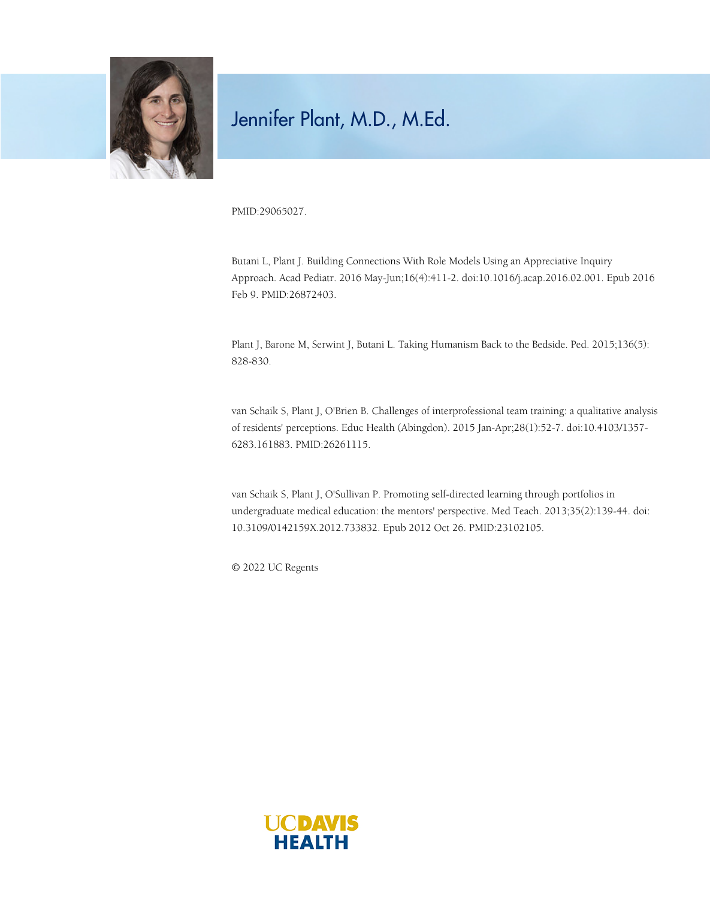# Jennifer Plant, M.D., M.Ed.

PMID:29065027.

Butani L, Plant J. Building Connections With Role Models Using an Appreciative Inquiry Approach. Acad Pediatr. 2016 May-Jun;16(4):411-2. doi:10.1016/j.acap.2016.02.001. Epub 2016 Feb 9. PMID:26872403.

Plant J, Barone M, Serwint J, Butani L. Taking Humanism Back to the Bedside. Ped. 2015;136(5): 828-830.

van Schaik S, Plant J, O'Brien B. Challenges of interprofessional team training: a qualitative analysis of residents' perceptions. Educ Health (Abingdon). 2015 Jan-Apr;28(1):52-7. doi:10.4103/1357-6283.161883. PMID:26261115.

van Schaik S, Plant J, O'Sullivan P. Promoting self-directed learning through portfolios in undergraduate medical education: the mentors' perspective. Med Teach. 2013;35(2):139-44. doi: 10.3109/0142159X.2012.733832. Epub 2012 Oct 26. PMID:23102105.

© 2022 UC Regents

UCDAVIS HEALTH